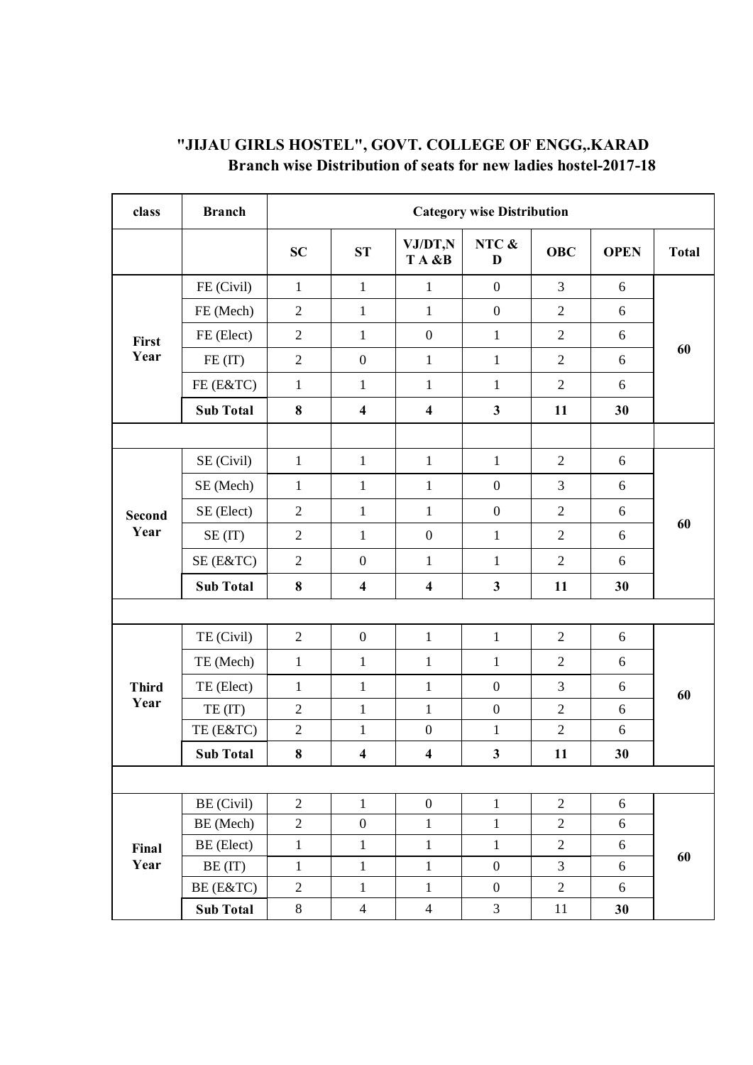## "JIJAU GIRLS HOSTEL", GOVT. COLLEGE OF ENGG,.KARAD

### Branch wise Distribution of seats for new ladies hostel-2017-18

| class | Branch | Category wise Distribution | | | | | | |
|---|---|---|---|---|---|---|---|---|
| | | **SC** | **ST** | **VJ/DT,NT A &B** | **NTC & D** | **OBC** | **OPEN** | **Total** |
| **First Year** | FE (Civil) | 1 | 1 | 1 | 0 | 3 | 6 | 60 |
| | FE (Mech) | 2 | 1 | 1 | 0 | 2 | 6 | |
| | FE (Elect) | 2 | 1 | 0 | 1 | 2 | 6 | |
| | FE (IT) | 2 | 0 | 1 | 1 | 2 | 6 | |
| | FE (E&TC) | 1 | 1 | 1 | 1 | 2 | 6 | |
| | **Sub Total** | **8** | **4** | **4** | **3** | **11** | **30** | |
| | | | | | | | | |
| **Second Year** | SE (Civil) | 1 | 1 | 1 | 1 | 2 | 6 | 60 |
| | SE (Mech) | 1 | 1 | 1 | 0 | 3 | 6 | |
| | SE (Elect) | 2 | 1 | 1 | 0 | 2 | 6 | |
| | SE (IT) | 2 | 1 | 0 | 1 | 2 | 6 | |
| | SE (E&TC) | 2 | 0 | 1 | 1 | 2 | 6 | |
| | **Sub Total** | **8** | **4** | **4** | **3** | **11** | **30** | |
| | | | | | | | | |
| **Third Year** | TE (Civil) | 2 | 0 | 1 | 1 | 2 | 6 | 60 |
| | TE (Mech) | 1 | 1 | 1 | 1 | 2 | 6 | |
| | TE (Elect) | 1 | 1 | 1 | 0 | 3 | 6 | |
| | TE (IT) | 2 | 1 | 1 | 0 | 2 | 6 | |
| | TE (E&TC) | 2 | 1 | 0 | 1 | 2 | 6 | |
| | **Sub Total** | **8** | **4** | **4** | **3** | **11** | **30** | |
| | | | | | | | | |
| **Final Year** | BE (Civil) | 2 | 1 | 0 | 1 | 2 | 6 | 60 |
| | BE (Mech) | 2 | 0 | 1 | 1 | 2 | 6 | |
| | BE (Elect) | 1 | 1 | 1 | 1 | 2 | 6 | |
| | BE (IT) | 1 | 1 | 1 | 0 | 3 | 6 | |
| | BE (E&TC) | 2 | 1 | 1 | 0 | 2 | 6 | |
| | **Sub Total** | 8 | 4 | 4 | 3 | 11 | **30** | |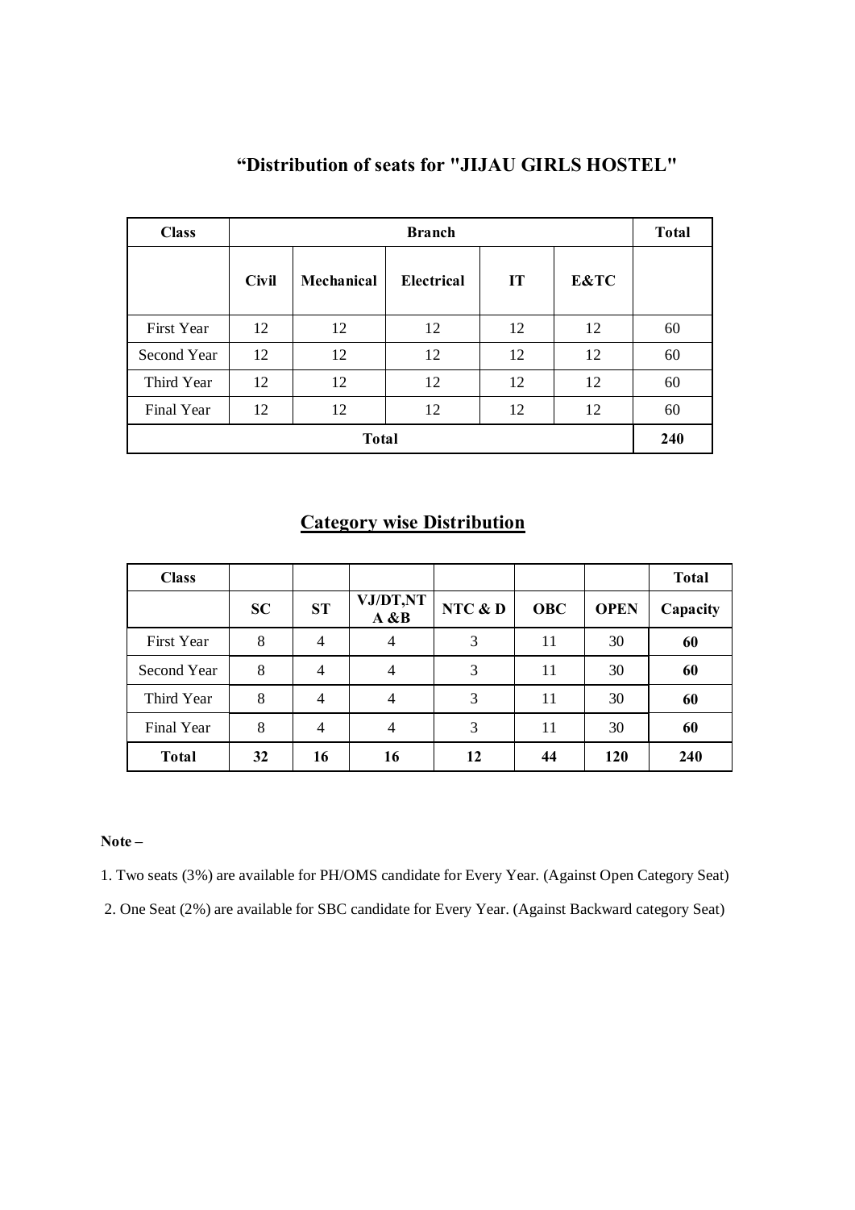## “Distribution of seats for "JIJAU GIRLS HOSTEL"

| Class | Branch | | | | | Total |
|---|---|---|---|---|---|---|
| | Civil | Mechanical | Electrical | IT | E&TC | |
| First Year | 12 | 12 | 12 | 12 | 12 | 60 |
| Second Year | 12 | 12 | 12 | 12 | 12 | 60 |
| Third Year | 12 | 12 | 12 | 12 | 12 | 60 |
| Final Year | 12 | 12 | 12 | 12 | 12 | 60 |
| **Total** | | | | | | **240** |

## Category wise Distribution

| Class | | | | | | | Total |
|---|---|---|---|---|---|---|---|
| | SC | ST | VJ/DT,NT A &B | NTC & D | OBC | OPEN | Capacity |
| First Year | 8 | 4 | 4 | 3 | 11 | 30 | **60** |
| Second Year | 8 | 4 | 4 | 3 | 11 | 30 | **60** |
| Third Year | 8 | 4 | 4 | 3 | 11 | 30 | **60** |
| Final Year | 8 | 4 | 4 | 3 | 11 | 30 | **60** |
| **Total** | **32** | **16** | **16** | **12** | **44** | **120** | **240** |

**Note –**

1. Two seats (3%) are available for PH/OMS candidate for Every Year. (Against Open Category Seat)
2. One Seat (2%) are available for SBC candidate for Every Year. (Against Backward category Seat)